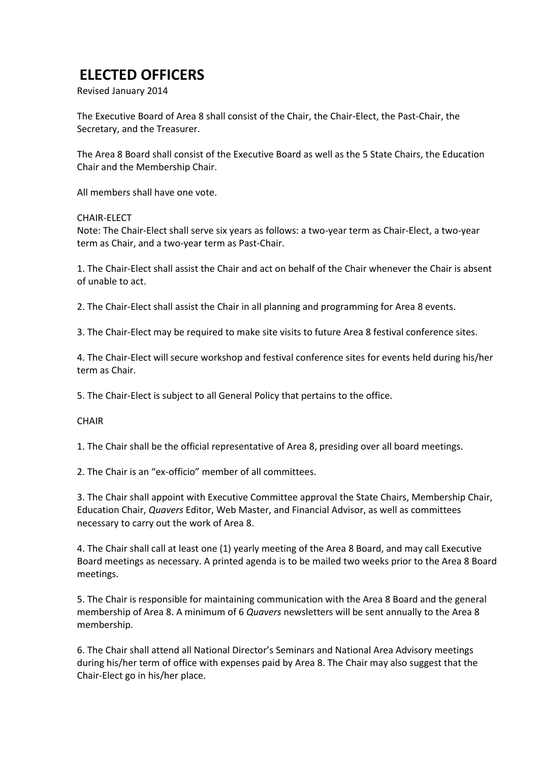# ELECTED OFFICERS

Revised January 2014

The Executive Board of Area 8 shall consist of the Chair, the Chair-Elect, the Past-Chair, the Secretary, and the Treasurer.

The Area 8 Board shall consist of the Executive Board as well as the 5 State Chairs, the Education Chair and the Membership Chair.

All members shall have one vote.

CHAIR-ELECT

Note: The Chair-Elect shall serve six years as follows: a two-year term as Chair-Elect, a two-year term as Chair, and a two-year term as Past-Chair.

1. The Chair-Elect shall assist the Chair and act on behalf of the Chair whenever the Chair is absent of unable to act.

2. The Chair-Elect shall assist the Chair in all planning and programming for Area 8 events.

3. The Chair-Elect may be required to make site visits to future Area 8 festival conference sites.

4. The Chair-Elect will secure workshop and festival conference sites for events held during his/her term as Chair.

5. The Chair-Elect is subject to all General Policy that pertains to the office.

CHAIR

1. The Chair shall be the official representative of Area 8, presiding over all board meetings.

2. The Chair is an "ex-officio" member of all committees.

3. The Chair shall appoint with Executive Committee approval the State Chairs, Membership Chair, Education Chair, *Quavers* Editor, Web Master, and Financial Advisor, as well as committees necessary to carry out the work of Area 8.

4. The Chair shall call at least one (1) yearly meeting of the Area 8 Board, and may call Executive Board meetings as necessary. A printed agenda is to be mailed two weeks prior to the Area 8 Board meetings.

5. The Chair is responsible for maintaining communication with the Area 8 Board and the general membership of Area 8. A minimum of 6 *Quavers* newsletters will be sent annually to the Area 8 membership.

6. The Chair shall attend all National Director's Seminars and National Area Advisory meetings during his/her term of office with expenses paid by Area 8. The Chair may also suggest that the Chair-Elect go in his/her place.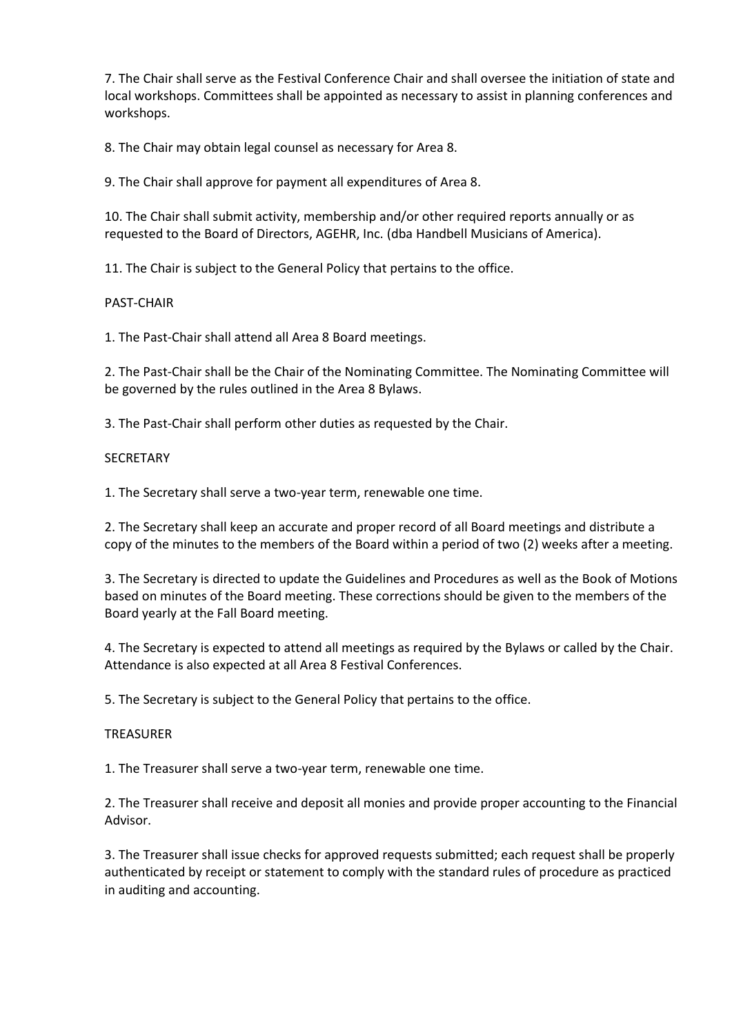7. The Chair shall serve as the Festival Conference Chair and shall oversee the initiation of state and local workshops. Committees shall be appointed as necessary to assist in planning conferences and workshops.

8. The Chair may obtain legal counsel as necessary for Area 8.

9. The Chair shall approve for payment all expenditures of Area 8.

10. The Chair shall submit activity, membership and/or other required reports annually or as requested to the Board of Directors, AGEHR, Inc. (dba Handbell Musicians of America).

11. The Chair is subject to the General Policy that pertains to the office.

## PAST-CHAIR

1. The Past-Chair shall attend all Area 8 Board meetings.

2. The Past-Chair shall be the Chair of the Nominating Committee. The Nominating Committee will be governed by the rules outlined in the Area 8 Bylaws.

3. The Past-Chair shall perform other duties as requested by the Chair.

## SECRETARY

1. The Secretary shall serve a two-year term, renewable one time.

2. The Secretary shall keep an accurate and proper record of all Board meetings and distribute a copy of the minutes to the members of the Board within a period of two (2) weeks after a meeting.

3. The Secretary is directed to update the Guidelines and Procedures as well as the Book of Motions based on minutes of the Board meeting. These corrections should be given to the members of the Board yearly at the Fall Board meeting.

4. The Secretary is expected to attend all meetings as required by the Bylaws or called by the Chair. Attendance is also expected at all Area 8 Festival Conferences.

5. The Secretary is subject to the General Policy that pertains to the office.

## TREASURER

1. The Treasurer shall serve a two-year term, renewable one time.

2. The Treasurer shall receive and deposit all monies and provide proper accounting to the Financial Advisor.

3. The Treasurer shall issue checks for approved requests submitted; each request shall be properly authenticated by receipt or statement to comply with the standard rules of procedure as practiced in auditing and accounting.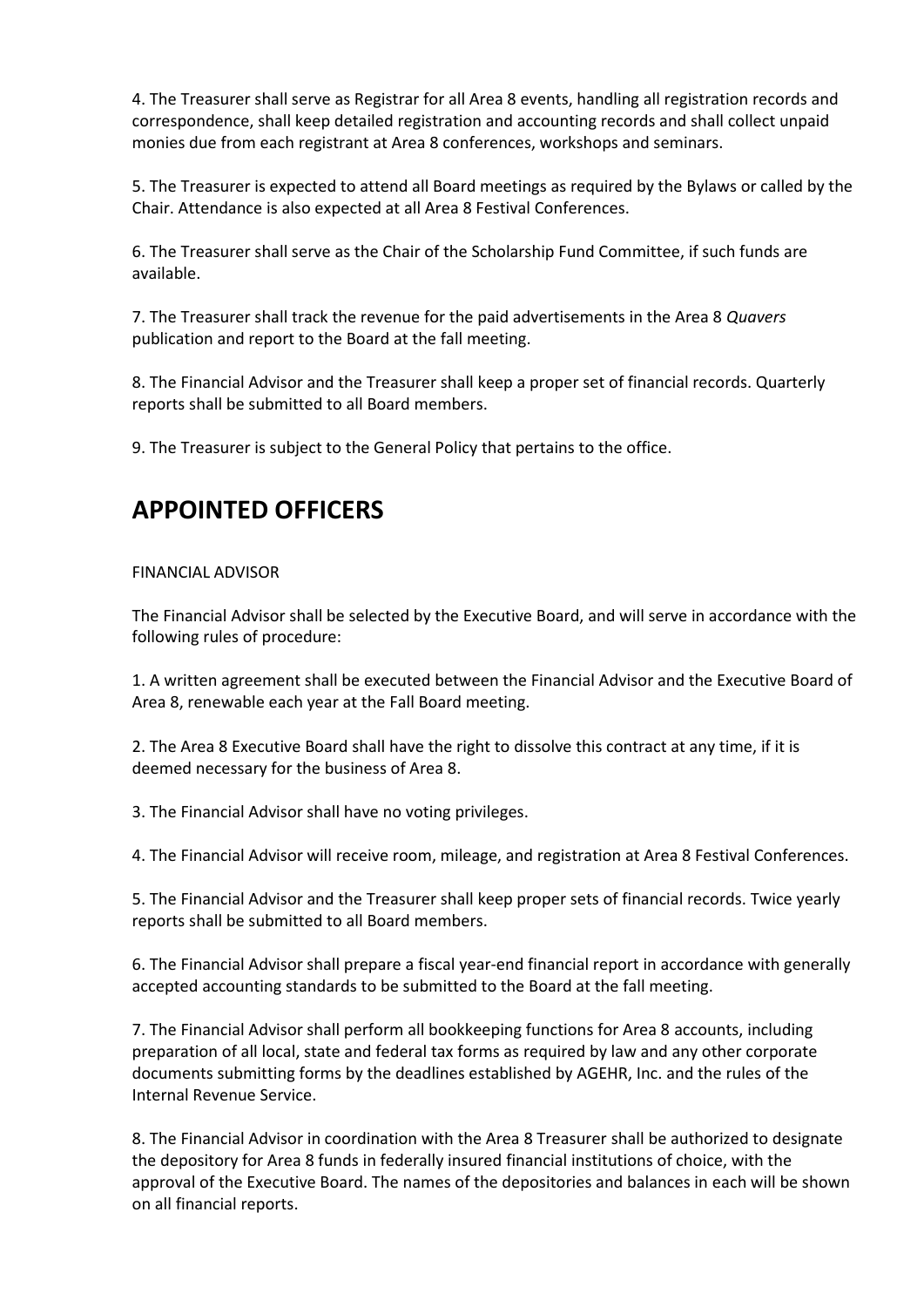4. The Treasurer shall serve as Registrar for all Area 8 events, handling all registration records and correspondence, shall keep detailed registration and accounting records and shall collect unpaid monies due from each registrant at Area 8 conferences, workshops and seminars.

5. The Treasurer is expected to attend all Board meetings as required by the Bylaws or called by the Chair. Attendance is also expected at all Area 8 Festival Conferences.

6. The Treasurer shall serve as the Chair of the Scholarship Fund Committee, if such funds are available.

7. The Treasurer shall track the revenue for the paid advertisements in the Area 8 *Quavers* publication and report to the Board at the fall meeting.

8. The Financial Advisor and the Treasurer shall keep a proper set of financial records. Quarterly reports shall be submitted to all Board members.

9. The Treasurer is subject to the General Policy that pertains to the office.

## APPOINTED OFFICERS

FINANCIAL ADVISOR

The Financial Advisor shall be selected by the Executive Board, and will serve in accordance with the following rules of procedure:

1. A written agreement shall be executed between the Financial Advisor and the Executive Board of Area 8, renewable each year at the Fall Board meeting.

2. The Area 8 Executive Board shall have the right to dissolve this contract at any time, if it is deemed necessary for the business of Area 8.

3. The Financial Advisor shall have no voting privileges.

4. The Financial Advisor will receive room, mileage, and registration at Area 8 Festival Conferences.

5. The Financial Advisor and the Treasurer shall keep proper sets of financial records. Twice yearly reports shall be submitted to all Board members.

6. The Financial Advisor shall prepare a fiscal year-end financial report in accordance with generally accepted accounting standards to be submitted to the Board at the fall meeting.

7. The Financial Advisor shall perform all bookkeeping functions for Area 8 accounts, including preparation of all local, state and federal tax forms as required by law and any other corporate documents submitting forms by the deadlines established by AGEHR, Inc. and the rules of the Internal Revenue Service.

8. The Financial Advisor in coordination with the Area 8 Treasurer shall be authorized to designate the depository for Area 8 funds in federally insured financial institutions of choice, with the approval of the Executive Board. The names of the depositories and balances in each will be shown on all financial reports.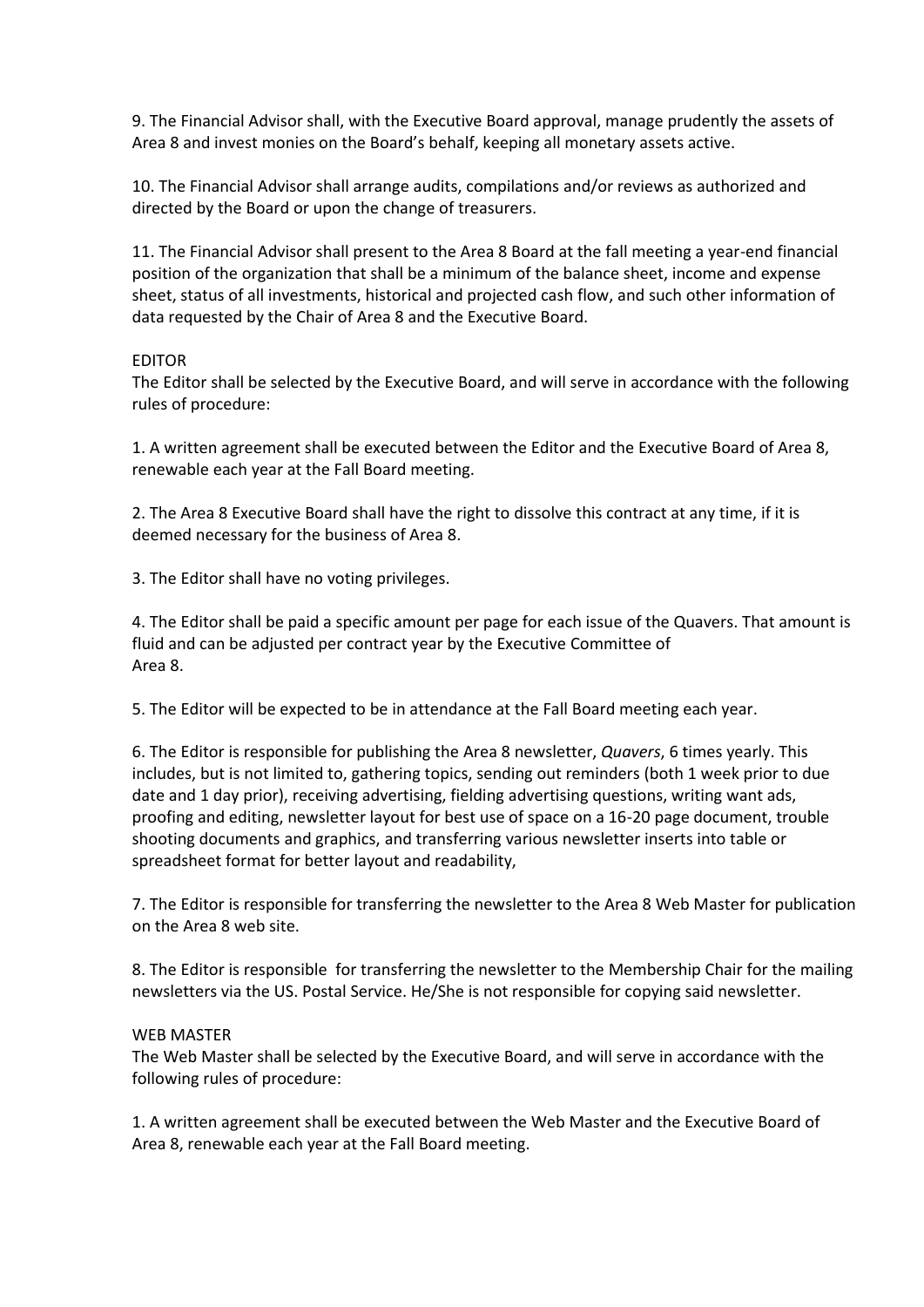9. The Financial Advisor shall, with the Executive Board approval, manage prudently the assets of Area 8 and invest monies on the Board's behalf, keeping all monetary assets active.

10. The Financial Advisor shall arrange audits, compilations and/or reviews as authorized and directed by the Board or upon the change of treasurers.

11. The Financial Advisor shall present to the Area 8 Board at the fall meeting a year-end financial position of the organization that shall be a minimum of the balance sheet, income and expense sheet, status of all investments, historical and projected cash flow, and such other information of data requested by the Chair of Area 8 and the Executive Board.

EDITOR

The Editor shall be selected by the Executive Board, and will serve in accordance with the following rules of procedure:

1. A written agreement shall be executed between the Editor and the Executive Board of Area 8, renewable each year at the Fall Board meeting.

2. The Area 8 Executive Board shall have the right to dissolve this contract at any time, if it is deemed necessary for the business of Area 8.

3. The Editor shall have no voting privileges.

4. The Editor shall be paid a specific amount per page for each issue of the Quavers. That amount is fluid and can be adjusted per contract year by the Executive Committee of Area 8.

5. The Editor will be expected to be in attendance at the Fall Board meeting each year.

6. The Editor is responsible for publishing the Area 8 newsletter, *Quavers*, 6 times yearly. This includes, but is not limited to, gathering topics, sending out reminders (both 1 week prior to due date and 1 day prior), receiving advertising, fielding advertising questions, writing want ads, proofing and editing, newsletter layout for best use of space on a 16-20 page document, trouble shooting documents and graphics, and transferring various newsletter inserts into table or spreadsheet format for better layout and readability,

7. The Editor is responsible for transferring the newsletter to the Area 8 Web Master for publication on the Area 8 web site.

8. The Editor is responsible for transferring the newsletter to the Membership Chair for the mailing newsletters via the US. Postal Service. He/She is not responsible for copying said newsletter.

WEB MASTER

The Web Master shall be selected by the Executive Board, and will serve in accordance with the following rules of procedure:

1. A written agreement shall be executed between the Web Master and the Executive Board of Area 8, renewable each year at the Fall Board meeting.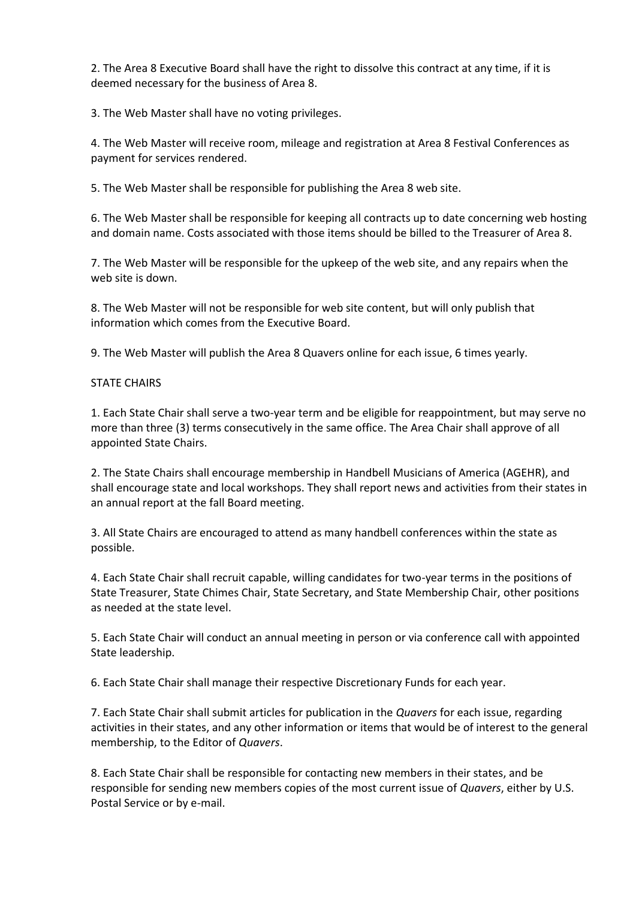2. The Area 8 Executive Board shall have the right to dissolve this contract at any time, if it is deemed necessary for the business of Area 8.

3. The Web Master shall have no voting privileges.

4. The Web Master will receive room, mileage and registration at Area 8 Festival Conferences as payment for services rendered.

5. The Web Master shall be responsible for publishing the Area 8 web site.

6. The Web Master shall be responsible for keeping all contracts up to date concerning web hosting and domain name. Costs associated with those items should be billed to the Treasurer of Area 8.

7. The Web Master will be responsible for the upkeep of the web site, and any repairs when the web site is down.

8. The Web Master will not be responsible for web site content, but will only publish that information which comes from the Executive Board.

9. The Web Master will publish the Area 8 Quavers online for each issue, 6 times yearly.

STATE CHAIRS

1. Each State Chair shall serve a two-year term and be eligible for reappointment, but may serve no more than three (3) terms consecutively in the same office. The Area Chair shall approve of all appointed State Chairs.

2. The State Chairs shall encourage membership in Handbell Musicians of America (AGEHR), and shall encourage state and local workshops. They shall report news and activities from their states in an annual report at the fall Board meeting.

3. All State Chairs are encouraged to attend as many handbell conferences within the state as possible.

4. Each State Chair shall recruit capable, willing candidates for two-year terms in the positions of State Treasurer, State Chimes Chair, State Secretary, and State Membership Chair, other positions as needed at the state level.

5. Each State Chair will conduct an annual meeting in person or via conference call with appointed State leadership.

6. Each State Chair shall manage their respective Discretionary Funds for each year.

7. Each State Chair shall submit articles for publication in the *Quavers* for each issue, regarding activities in their states, and any other information or items that would be of interest to the general membership, to the Editor of *Quavers*.

8. Each State Chair shall be responsible for contacting new members in their states, and be responsible for sending new members copies of the most current issue of *Quavers*, either by U.S. Postal Service or by e-mail.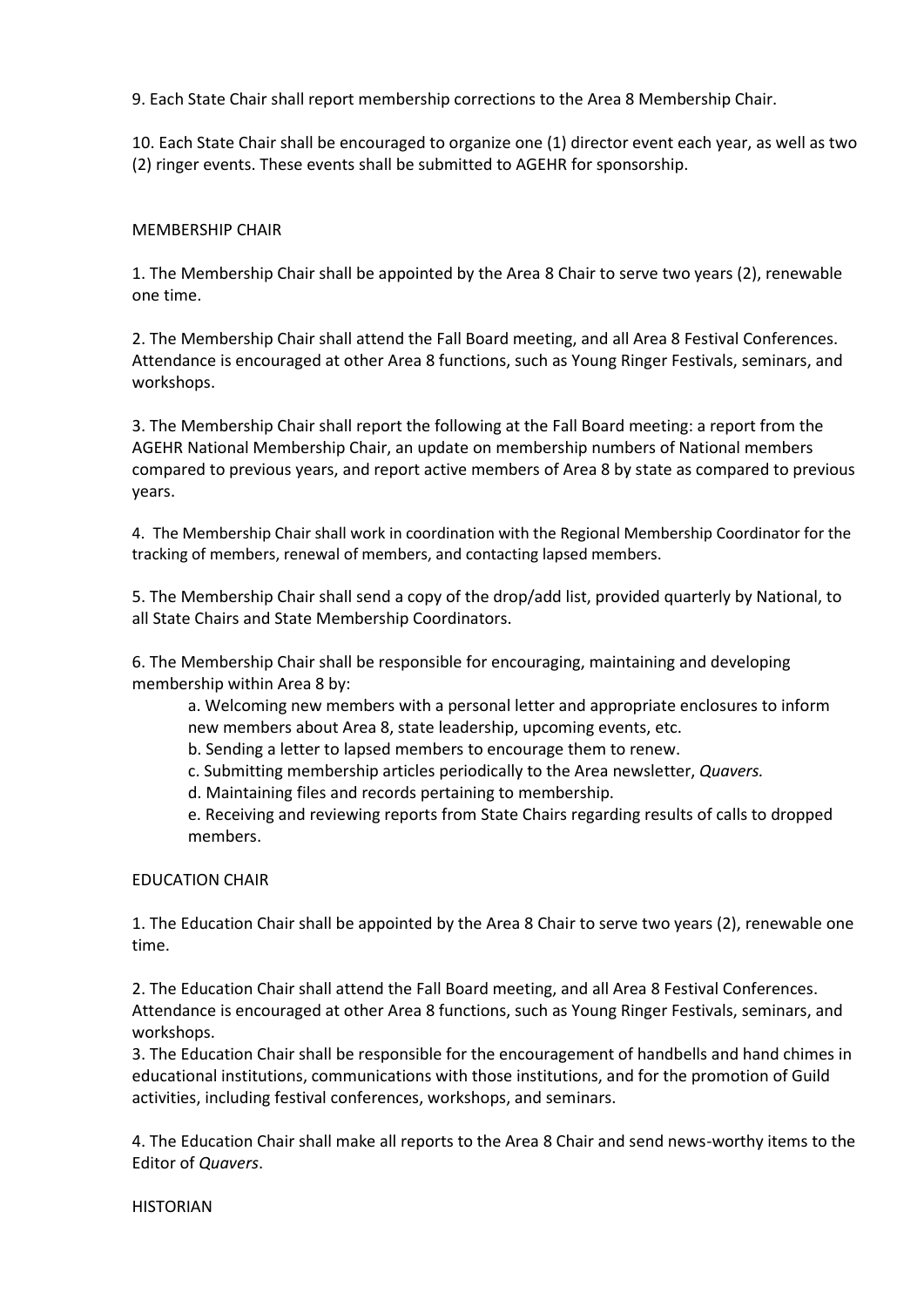9. Each State Chair shall report membership corrections to the Area 8 Membership Chair.

10. Each State Chair shall be encouraged to organize one (1) director event each year, as well as two (2) ringer events. These events shall be submitted to AGEHR for sponsorship.

## MEMBERSHIP CHAIR

1. The Membership Chair shall be appointed by the Area 8 Chair to serve two years (2), renewable one time.

2. The Membership Chair shall attend the Fall Board meeting, and all Area 8 Festival Conferences. Attendance is encouraged at other Area 8 functions, such as Young Ringer Festivals, seminars, and workshops.

3. The Membership Chair shall report the following at the Fall Board meeting: a report from the AGEHR National Membership Chair, an update on membership numbers of National members compared to previous years, and report active members of Area 8 by state as compared to previous years.

4. The Membership Chair shall work in coordination with the Regional Membership Coordinator for the tracking of members, renewal of members, and contacting lapsed members.

5. The Membership Chair shall send a copy of the drop/add list, provided quarterly by National, to all State Chairs and State Membership Coordinators.

6. The Membership Chair shall be responsible for encouraging, maintaining and developing membership within Area 8 by:

   a. Welcoming new members with a personal letter and appropriate enclosures to inform new members about Area 8, state leadership, upcoming events, etc.
   
   b. Sending a letter to lapsed members to encourage them to renew.
   
   c. Submitting membership articles periodically to the Area newsletter, *Quavers.*
   
   d. Maintaining files and records pertaining to membership.
   
   e. Receiving and reviewing reports from State Chairs regarding results of calls to dropped members.

## EDUCATION CHAIR

1. The Education Chair shall be appointed by the Area 8 Chair to serve two years (2), renewable one time.

2. The Education Chair shall attend the Fall Board meeting, and all Area 8 Festival Conferences. Attendance is encouraged at other Area 8 functions, such as Young Ringer Festivals, seminars, and workshops.

3. The Education Chair shall be responsible for the encouragement of handbells and hand chimes in educational institutions, communications with those institutions, and for the promotion of Guild activities, including festival conferences, workshops, and seminars.

4. The Education Chair shall make all reports to the Area 8 Chair and send news-worthy items to the Editor of *Quavers*.

## HISTORIAN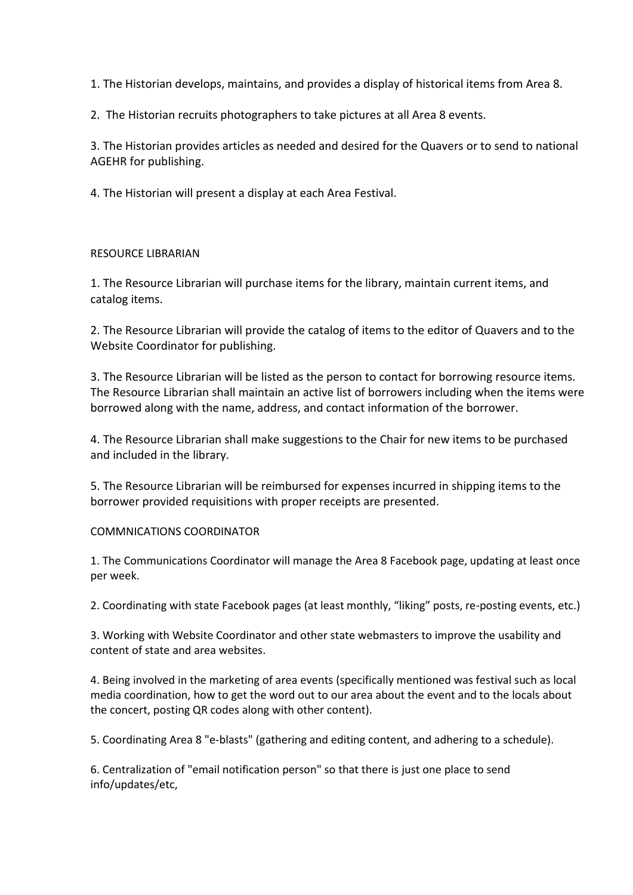1. The Historian develops, maintains, and provides a display of historical items from Area 8.

2. The Historian recruits photographers to take pictures at all Area 8 events.

3. The Historian provides articles as needed and desired for the Quavers or to send to national AGEHR for publishing.

4. The Historian will present a display at each Area Festival.

## RESOURCE LIBRARIAN

1. The Resource Librarian will purchase items for the library, maintain current items, and catalog items.

2. The Resource Librarian will provide the catalog of items to the editor of Quavers and to the Website Coordinator for publishing.

3. The Resource Librarian will be listed as the person to contact for borrowing resource items. The Resource Librarian shall maintain an active list of borrowers including when the items were borrowed along with the name, address, and contact information of the borrower.

4. The Resource Librarian shall make suggestions to the Chair for new items to be purchased and included in the library.

5. The Resource Librarian will be reimbursed for expenses incurred in shipping items to the borrower provided requisitions with proper receipts are presented.

## COMMNICATIONS COORDINATOR

1. The Communications Coordinator will manage the Area 8 Facebook page, updating at least once per week.

2. Coordinating with state Facebook pages (at least monthly, "liking" posts, re-posting events, etc.)

3. Working with Website Coordinator and other state webmasters to improve the usability and content of state and area websites.

4. Being involved in the marketing of area events (specifically mentioned was festival such as local media coordination, how to get the word out to our area about the event and to the locals about the concert, posting QR codes along with other content).

5. Coordinating Area 8 "e-blasts" (gathering and editing content, and adhering to a schedule).

6. Centralization of "email notification person" so that there is just one place to send info/updates/etc,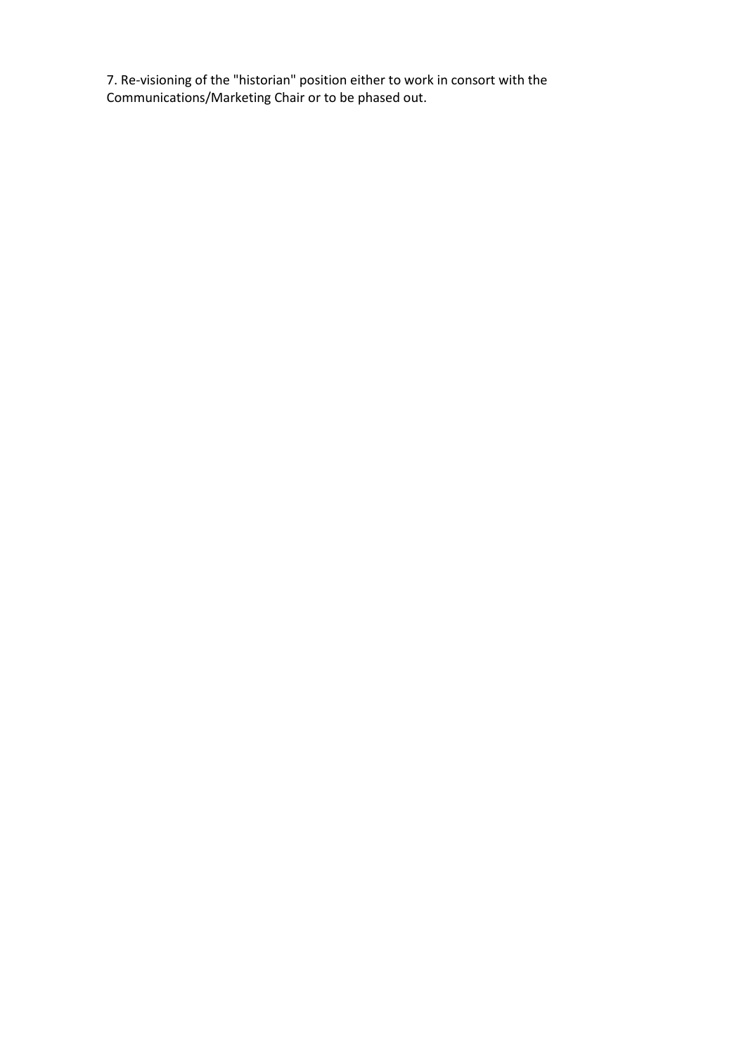7. Re-visioning of the "historian" position either to work in consort with the Communications/Marketing Chair or to be phased out.